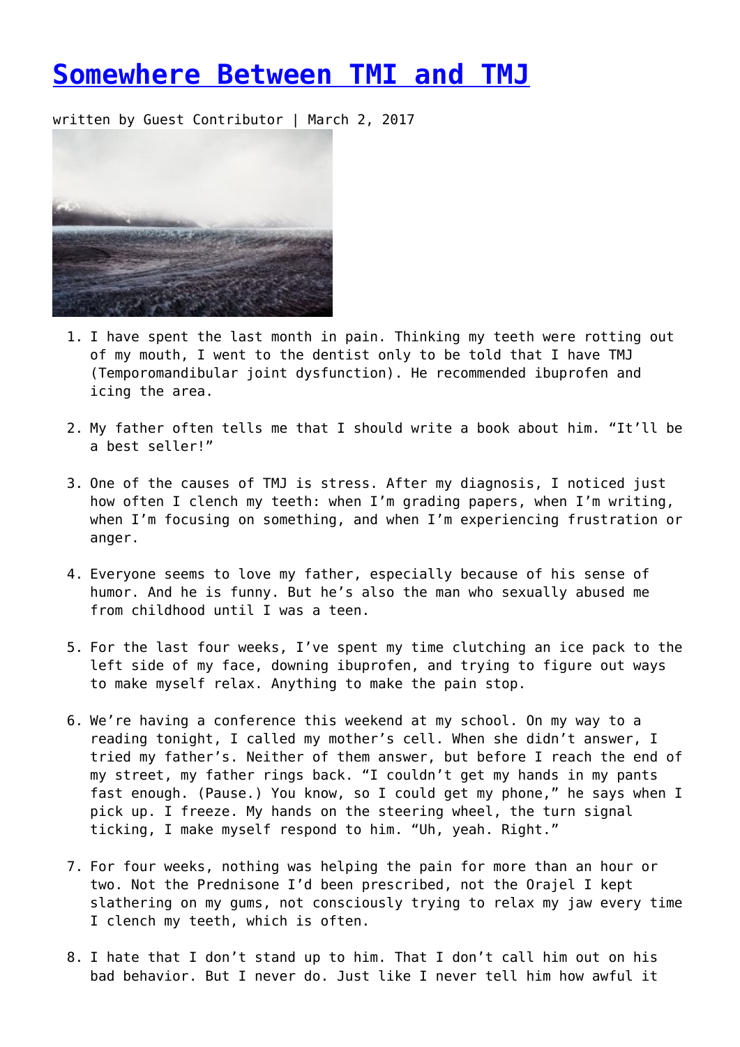# Somewhere Between TMI and TMJ

written by Guest Contributor | March 2, 2017

1. I have spent the last month in pain. Thinking my teeth were rotting out of my mouth, I went to the dentist only to be told that I have TMJ (Temporomandibular joint dysfunction). He recommended ibuprofen and icing the area.

2. My father often tells me that I should write a book about him. "It'll be a best seller!"

3. One of the causes of TMJ is stress. After my diagnosis, I noticed just how often I clench my teeth: when I'm grading papers, when I'm writing, when I'm focusing on something, and when I'm experiencing frustration or anger.

4. Everyone seems to love my father, especially because of his sense of humor. And he is funny. But he's also the man who sexually abused me from childhood until I was a teen.

5. For the last four weeks, I've spent my time clutching an ice pack to the left side of my face, downing ibuprofen, and trying to figure out ways to make myself relax. Anything to make the pain stop.

6. We're having a conference this weekend at my school. On my way to a reading tonight, I called my mother's cell. When she didn't answer, I tried my father's. Neither of them answer, but before I reach the end of my street, my father rings back. "I couldn't get my hands in my pants fast enough. (Pause.) You know, so I could get my phone," he says when I pick up. I freeze. My hands on the steering wheel, the turn signal ticking, I make myself respond to him. "Uh, yeah. Right."

7. For four weeks, nothing was helping the pain for more than an hour or two. Not the Prednisone I'd been prescribed, not the Orajel I kept slathering on my gums, not consciously trying to relax my jaw every time I clench my teeth, which is often.

8. I hate that I don't stand up to him. That I don't call him out on his bad behavior. But I never do. Just like I never tell him how awful it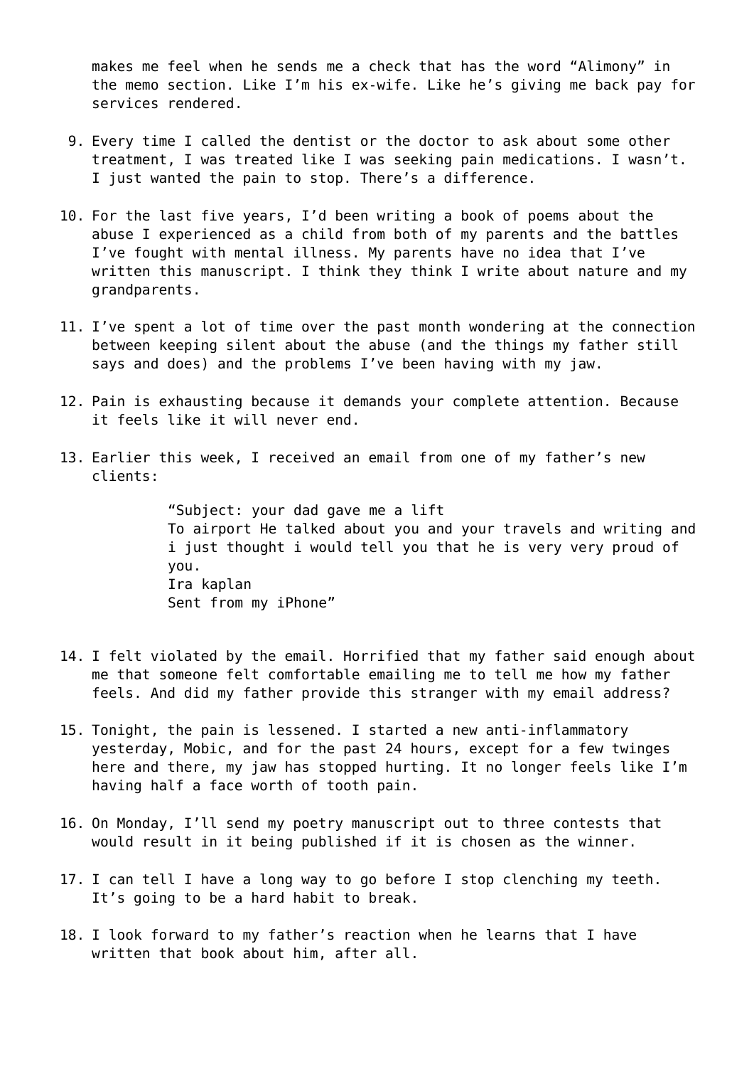makes me feel when he sends me a check that has the word “Alimony” in the memo section. Like I’m his ex-wife. Like he’s giving me back pay for services rendered.

9. Every time I called the dentist or the doctor to ask about some other treatment, I was treated like I was seeking pain medications. I wasn’t. I just wanted the pain to stop. There’s a difference.

10. For the last five years, I’d been writing a book of poems about the abuse I experienced as a child from both of my parents and the battles I’ve fought with mental illness. My parents have no idea that I’ve written this manuscript. I think they think I write about nature and my grandparents.

11. I’ve spent a lot of time over the past month wondering at the connection between keeping silent about the abuse (and the things my father still says and does) and the problems I’ve been having with my jaw.

12. Pain is exhausting because it demands your complete attention. Because it feels like it will never end.

13. Earlier this week, I received an email from one of my father’s new clients:

    > “Subject: your dad gave me a lift
    > To airport He talked about you and your travels and writing and i just thought i would tell you that he is very very proud of you.
    > Ira kaplan
    > Sent from my iPhone”

14. I felt violated by the email. Horrified that my father said enough about me that someone felt comfortable emailing me to tell me how my father feels. And did my father provide this stranger with my email address?

15. Tonight, the pain is lessened. I started a new anti-inflammatory yesterday, Mobic, and for the past 24 hours, except for a few twinges here and there, my jaw has stopped hurting. It no longer feels like I’m having half a face worth of tooth pain.

16. On Monday, I’ll send my poetry manuscript out to three contests that would result in it being published if it is chosen as the winner.

17. I can tell I have a long way to go before I stop clenching my teeth. It’s going to be a hard habit to break.

18. I look forward to my father’s reaction when he learns that I have written that book about him, after all.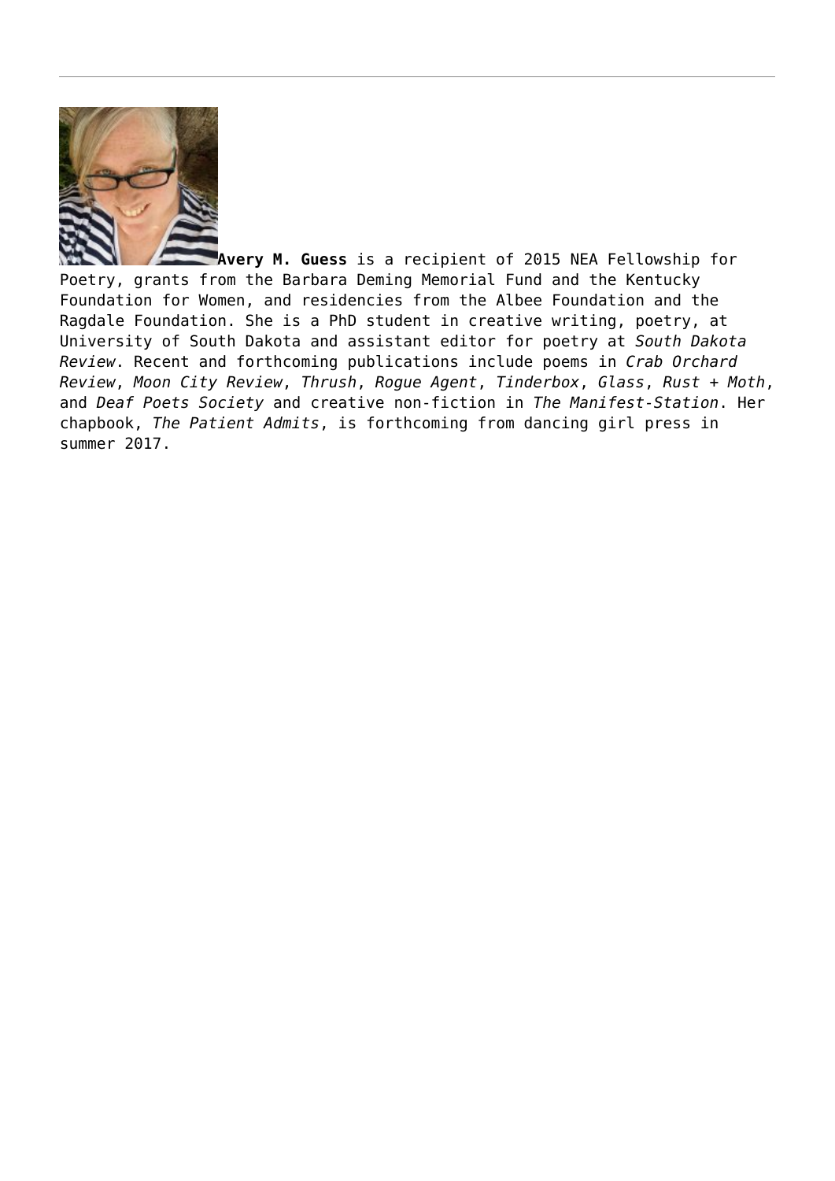**Avery M. Guess** is a recipient of 2015 NEA Fellowship for Poetry, grants from the Barbara Deming Memorial Fund and the Kentucky Foundation for Women, and residencies from the Albee Foundation and the Ragdale Foundation. She is a PhD student in creative writing, poetry, at University of South Dakota and assistant editor for poetry at *South Dakota Review*. Recent and forthcoming publications include poems in *Crab Orchard Review*, *Moon City Review*, *Thrush*, *Rogue Agent*, *Tinderbox*, *Glass*, *Rust + Moth*, and *Deaf Poets Society* and creative non-fiction in *The Manifest-Station*. Her chapbook, *The Patient Admits*, is forthcoming from dancing girl press in summer 2017.